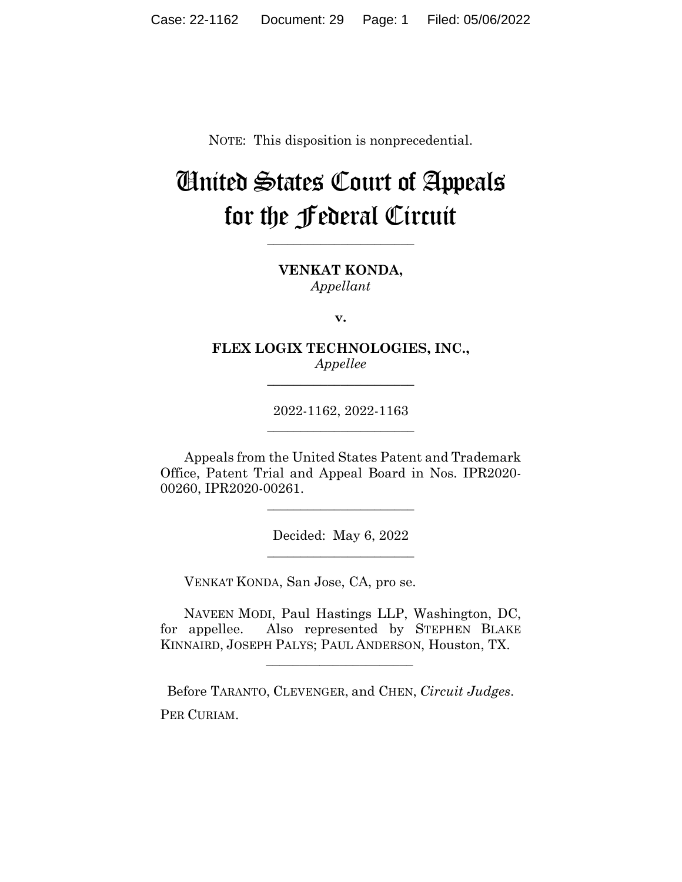NOTE: This disposition is nonprecedential.

# United States Court of Appeals for the Federal Circuit

______________________

**VENKAT KONDA,**
*Appellant*

**v.**

**FLEX LOGIX TECHNOLOGIES, INC.,**
*Appellee*

______________________

2022-1162, 2022-1163

______________________

Appeals from the United States Patent and Trademark Office, Patent Trial and Appeal Board in Nos. IPR2020-00260, IPR2020-00261.

______________________

Decided: May 6, 2022

______________________

VENKAT KONDA, San Jose, CA, pro se.

NAVEEN MODI, Paul Hastings LLP, Washington, DC, for appellee. Also represented by STEPHEN BLAKE KINNAIRD, JOSEPH PALYS; PAUL ANDERSON, Houston, TX.

______________________

Before TARANTO, CLEVENGER, and CHEN, *Circuit Judges*.

PER CURIAM.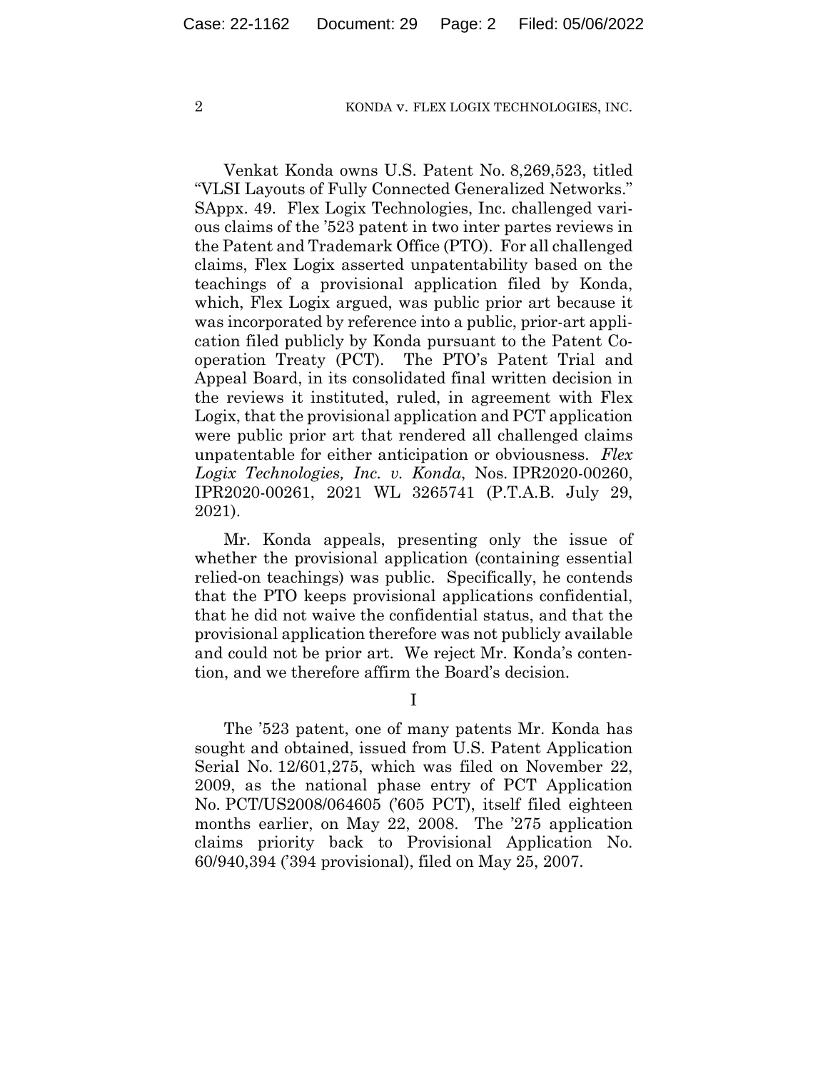Venkat Konda owns U.S. Patent No. 8,269,523, titled "VLSI Layouts of Fully Connected Generalized Networks." SAppx. 49. Flex Logix Technologies, Inc. challenged various claims of the '523 patent in two inter partes reviews in the Patent and Trademark Office (PTO). For all challenged claims, Flex Logix asserted unpatentability based on the teachings of a provisional application filed by Konda, which, Flex Logix argued, was public prior art because it was incorporated by reference into a public, prior-art application filed publicly by Konda pursuant to the Patent Cooperation Treaty (PCT). The PTO's Patent Trial and Appeal Board, in its consolidated final written decision in the reviews it instituted, ruled, in agreement with Flex Logix, that the provisional application and PCT application were public prior art that rendered all challenged claims unpatentable for either anticipation or obviousness. *Flex Logix Technologies, Inc. v. Konda*, Nos. IPR2020-00260, IPR2020-00261, 2021 WL 3265741 (P.T.A.B. July 29, 2021).

Mr. Konda appeals, presenting only the issue of whether the provisional application (containing essential relied-on teachings) was public. Specifically, he contends that the PTO keeps provisional applications confidential, that he did not waive the confidential status, and that the provisional application therefore was not publicly available and could not be prior art. We reject Mr. Konda's contention, and we therefore affirm the Board's decision.

# I

The '523 patent, one of many patents Mr. Konda has sought and obtained, issued from U.S. Patent Application Serial No. 12/601,275, which was filed on November 22, 2009, as the national phase entry of PCT Application No. PCT/US2008/064605 ('605 PCT), itself filed eighteen months earlier, on May 22, 2008. The '275 application claims priority back to Provisional Application No. 60/940,394 ('394 provisional), filed on May 25, 2007.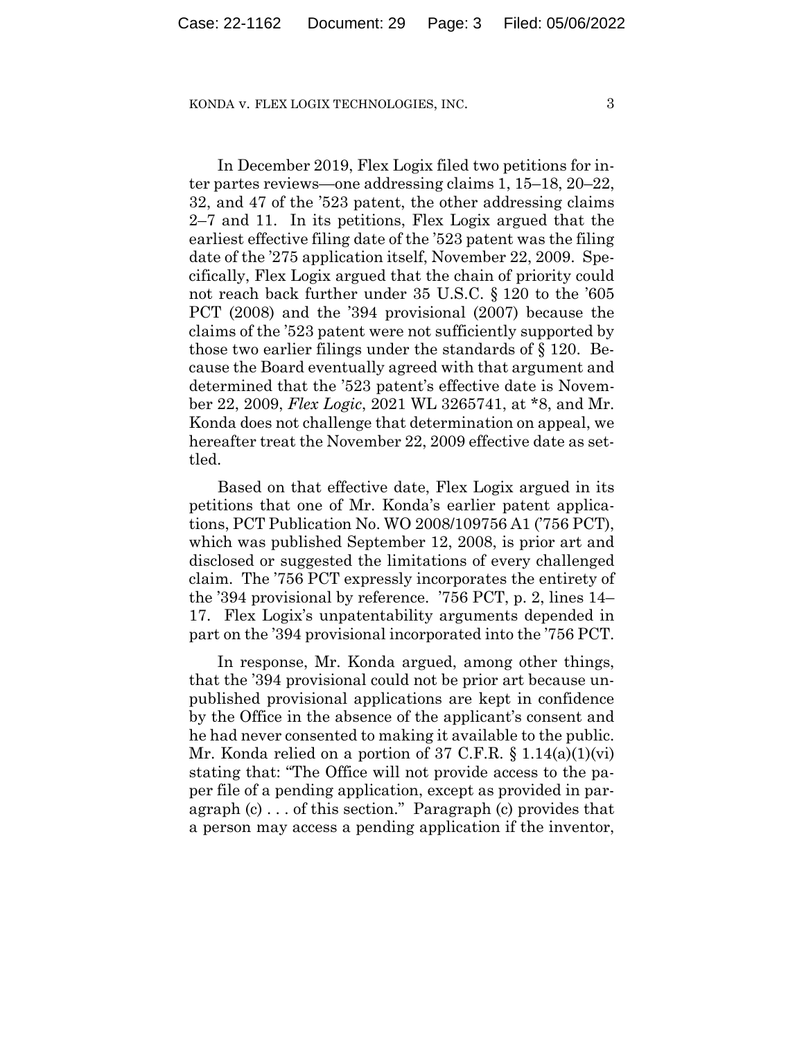In December 2019, Flex Logix filed two petitions for inter partes reviews—one addressing claims 1, 15–18, 20–22, 32, and 47 of the '523 patent, the other addressing claims 2–7 and 11. In its petitions, Flex Logix argued that the earliest effective filing date of the '523 patent was the filing date of the '275 application itself, November 22, 2009. Specifically, Flex Logix argued that the chain of priority could not reach back further under 35 U.S.C. § 120 to the '605 PCT (2008) and the '394 provisional (2007) because the claims of the '523 patent were not sufficiently supported by those two earlier filings under the standards of § 120. Because the Board eventually agreed with that argument and determined that the '523 patent's effective date is November 22, 2009, *Flex Logic*, 2021 WL 3265741, at *8, and Mr. Konda does not challenge that determination on appeal, we hereafter treat the November 22, 2009 effective date as settled.

Based on that effective date, Flex Logix argued in its petitions that one of Mr. Konda's earlier patent applications, PCT Publication No. WO 2008/109756 A1 ('756 PCT), which was published September 12, 2008, is prior art and disclosed or suggested the limitations of every challenged claim. The '756 PCT expressly incorporates the entirety of the '394 provisional by reference. '756 PCT, p. 2, lines 14–17. Flex Logix's unpatentability arguments depended in part on the '394 provisional incorporated into the '756 PCT.

In response, Mr. Konda argued, among other things, that the '394 provisional could not be prior art because unpublished provisional applications are kept in confidence by the Office in the absence of the applicant's consent and he had never consented to making it available to the public. Mr. Konda relied on a portion of 37 C.F.R. § 1.14(a)(1)(vi) stating that: "The Office will not provide access to the paper file of a pending application, except as provided in paragraph (c) . . . of this section." Paragraph (c) provides that a person may access a pending application if the inventor,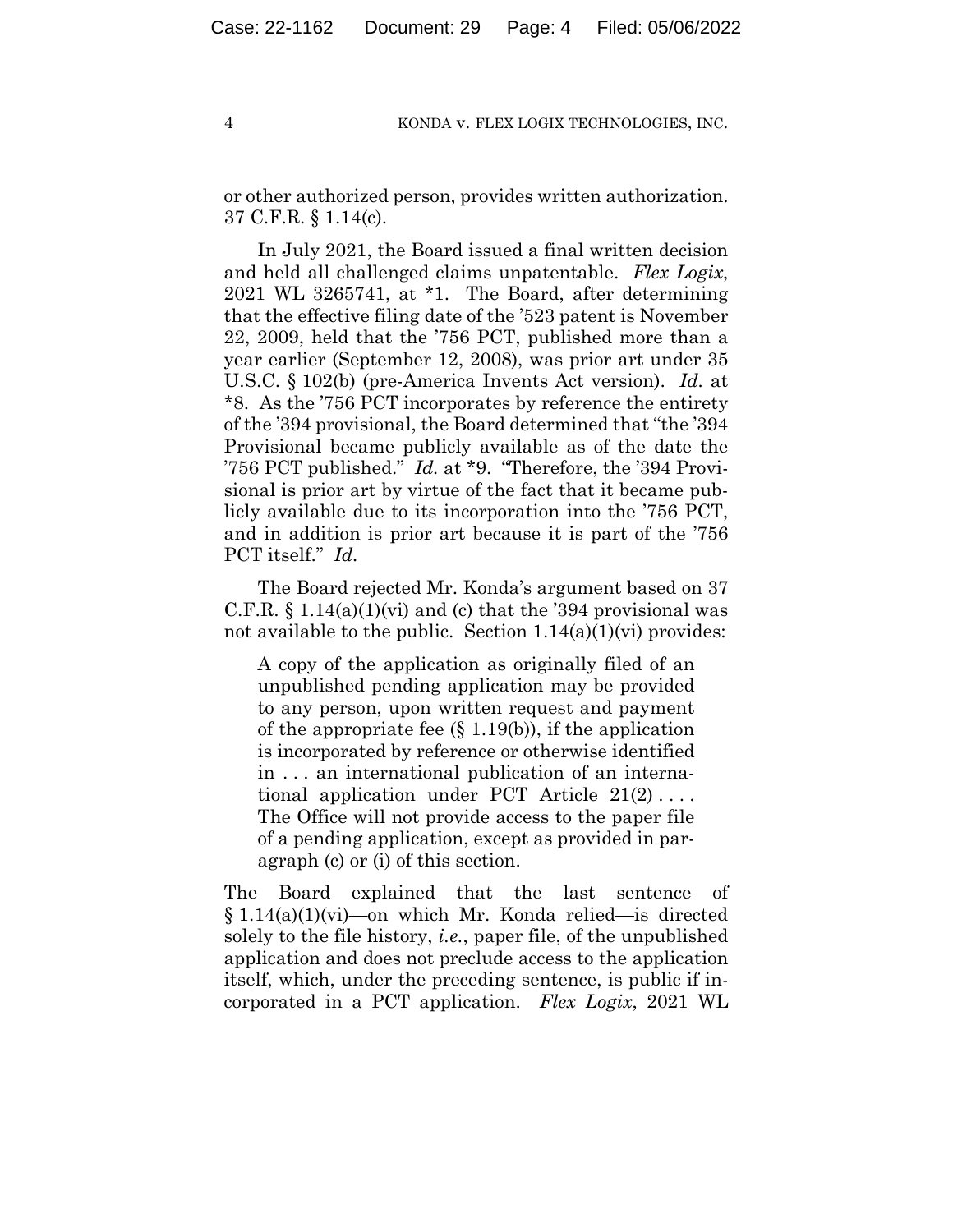or other authorized person, provides written authorization. 37 C.F.R. § 1.14(c).

In July 2021, the Board issued a final written decision and held all challenged claims unpatentable. *Flex Logix*, 2021 WL 3265741, at *1. The Board, after determining that the effective filing date of the '523 patent is November 22, 2009, held that the '756 PCT, published more than a year earlier (September 12, 2008), was prior art under 35 U.S.C. § 102(b) (pre-America Invents Act version). *Id.* at *8. As the '756 PCT incorporates by reference the entirety of the '394 provisional, the Board determined that "the '394 Provisional became publicly available as of the date the '756 PCT published." *Id.* at *9. "Therefore, the '394 Provisional is prior art by virtue of the fact that it became publicly available due to its incorporation into the '756 PCT, and in addition is prior art because it is part of the '756 PCT itself." *Id.*

The Board rejected Mr. Konda's argument based on 37 C.F.R. § 1.14(a)(1)(vi) and (c) that the '394 provisional was not available to the public. Section 1.14(a)(1)(vi) provides:

> A copy of the application as originally filed of an unpublished pending application may be provided to any person, upon written request and payment of the appropriate fee (§ 1.19(b)), if the application is incorporated by reference or otherwise identified in . . . an international publication of an international application under PCT Article 21(2) . . . . The Office will not provide access to the paper file of a pending application, except as provided in paragraph (c) or (i) of this section.

The Board explained that the last sentence of § 1.14(a)(1)(vi)—on which Mr. Konda relied—is directed solely to the file history, *i.e.*, paper file, of the unpublished application and does not preclude access to the application itself, which, under the preceding sentence, is public if incorporated in a PCT application. *Flex Logix*, 2021 WL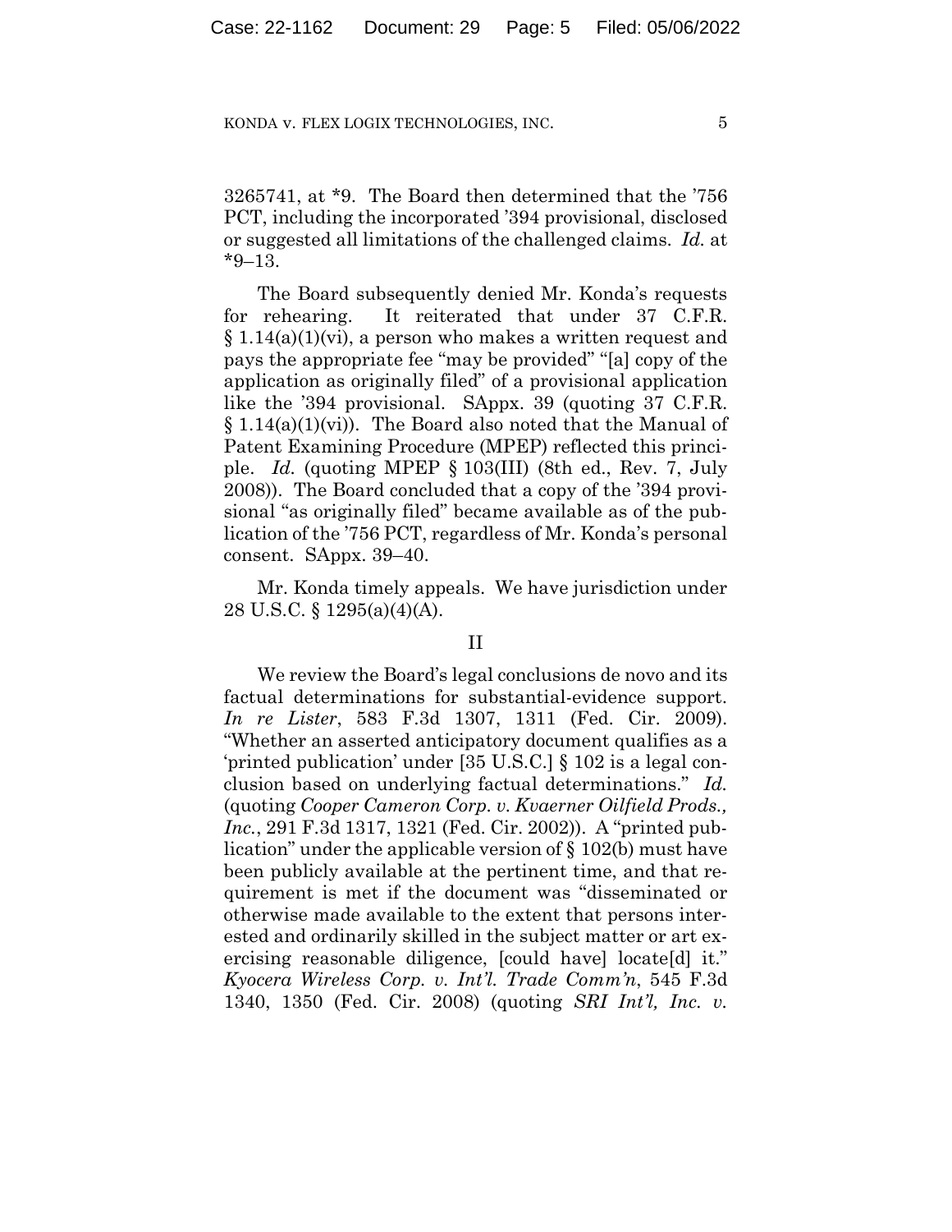3265741, at *9. The Board then determined that the '756 PCT, including the incorporated '394 provisional, disclosed or suggested all limitations of the challenged claims. *Id.* at *9–13.

The Board subsequently denied Mr. Konda's requests for rehearing. It reiterated that under 37 C.F.R. § 1.14(a)(1)(vi), a person who makes a written request and pays the appropriate fee "may be provided" "[a] copy of the application as originally filed" of a provisional application like the '394 provisional. SAppx. 39 (quoting 37 C.F.R. § 1.14(a)(1)(vi)). The Board also noted that the Manual of Patent Examining Procedure (MPEP) reflected this principle. *Id.* (quoting MPEP § 103(III) (8th ed., Rev. 7, July 2008)). The Board concluded that a copy of the '394 provisional "as originally filed" became available as of the publication of the '756 PCT, regardless of Mr. Konda's personal consent. SAppx. 39–40.

Mr. Konda timely appeals. We have jurisdiction under 28 U.S.C. § 1295(a)(4)(A).

## II

We review the Board's legal conclusions de novo and its factual determinations for substantial-evidence support. *In re Lister*, 583 F.3d 1307, 1311 (Fed. Cir. 2009). "Whether an asserted anticipatory document qualifies as a 'printed publication' under [35 U.S.C.] § 102 is a legal conclusion based on underlying factual determinations." *Id.* (quoting *Cooper Cameron Corp. v. Kvaerner Oilfield Prods., Inc.*, 291 F.3d 1317, 1321 (Fed. Cir. 2002)). A "printed publication" under the applicable version of § 102(b) must have been publicly available at the pertinent time, and that requirement is met if the document was "disseminated or otherwise made available to the extent that persons interested and ordinarily skilled in the subject matter or art exercising reasonable diligence, [could have] locate[d] it." *Kyocera Wireless Corp. v. Int'l. Trade Comm'n*, 545 F.3d 1340, 1350 (Fed. Cir. 2008) (quoting *SRI Int'l, Inc. v.*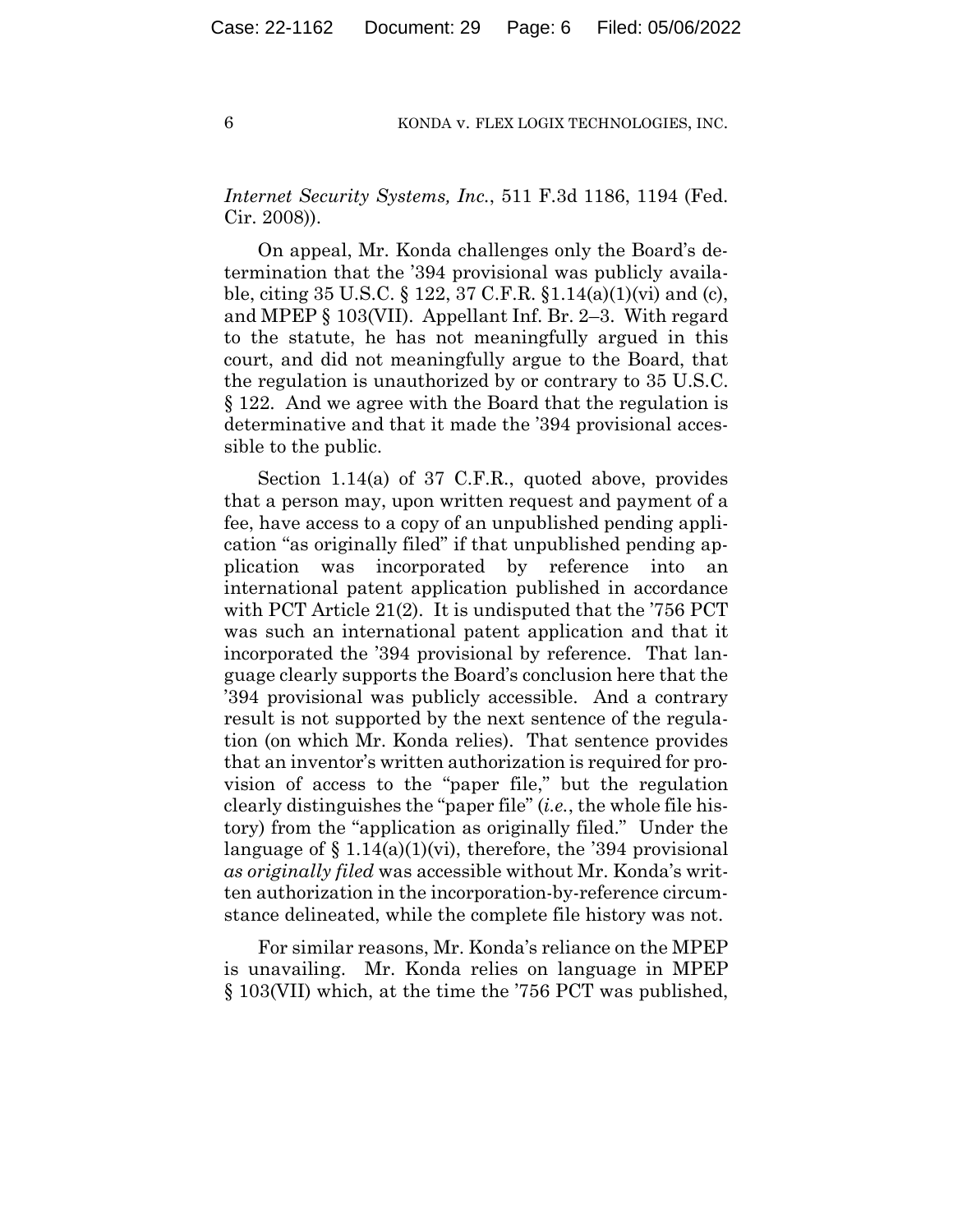*Internet Security Systems, Inc.*, 511 F.3d 1186, 1194 (Fed. Cir. 2008)).

On appeal, Mr. Konda challenges only the Board's determination that the '394 provisional was publicly available, citing 35 U.S.C. § 122, 37 C.F.R. §1.14(a)(1)(vi) and (c), and MPEP § 103(VII). Appellant Inf. Br. 2–3. With regard to the statute, he has not meaningfully argued in this court, and did not meaningfully argue to the Board, that the regulation is unauthorized by or contrary to 35 U.S.C. § 122. And we agree with the Board that the regulation is determinative and that it made the '394 provisional accessible to the public.

Section 1.14(a) of 37 C.F.R., quoted above, provides that a person may, upon written request and payment of a fee, have access to a copy of an unpublished pending application "as originally filed" if that unpublished pending application was incorporated by reference into an international patent application published in accordance with PCT Article 21(2). It is undisputed that the '756 PCT was such an international patent application and that it incorporated the '394 provisional by reference. That language clearly supports the Board's conclusion here that the '394 provisional was publicly accessible. And a contrary result is not supported by the next sentence of the regulation (on which Mr. Konda relies). That sentence provides that an inventor's written authorization is required for provision of access to the "paper file," but the regulation clearly distinguishes the "paper file" (*i.e.*, the whole file history) from the "application as originally filed." Under the language of § 1.14(a)(1)(vi), therefore, the '394 provisional *as originally filed* was accessible without Mr. Konda's written authorization in the incorporation-by-reference circumstance delineated, while the complete file history was not.

For similar reasons, Mr. Konda's reliance on the MPEP is unavailing. Mr. Konda relies on language in MPEP § 103(VII) which, at the time the '756 PCT was published,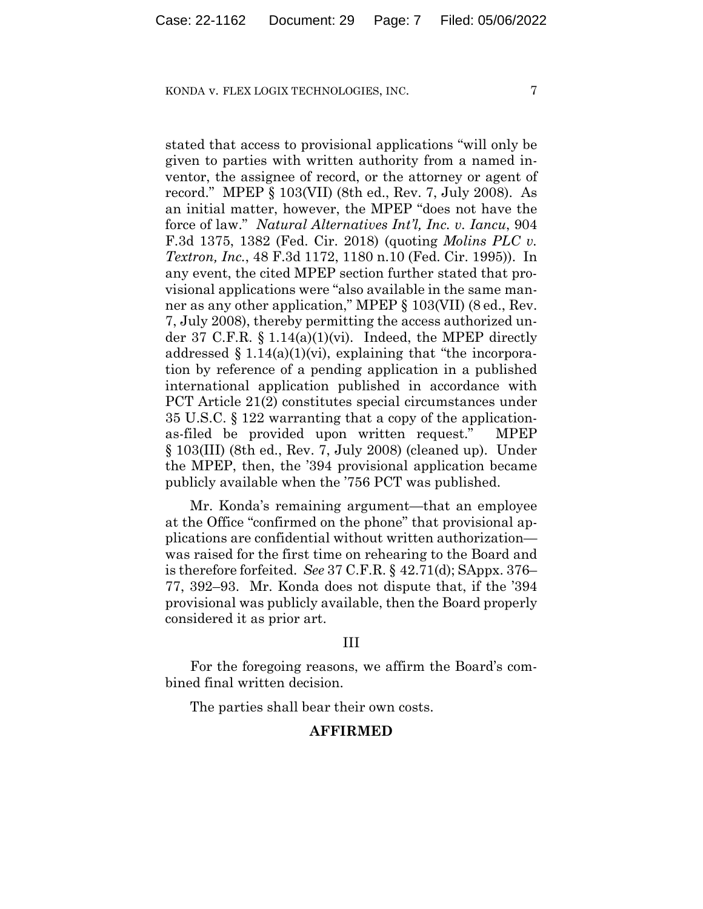stated that access to provisional applications "will only be given to parties with written authority from a named inventor, the assignee of record, or the attorney or agent of record." MPEP § 103(VII) (8th ed., Rev. 7, July 2008). As an initial matter, however, the MPEP "does not have the force of law." *Natural Alternatives Int'l, Inc. v. Iancu*, 904 F.3d 1375, 1382 (Fed. Cir. 2018) (quoting *Molins PLC v. Textron, Inc.*, 48 F.3d 1172, 1180 n.10 (Fed. Cir. 1995)). In any event, the cited MPEP section further stated that provisional applications were "also available in the same manner as any other application," MPEP § 103(VII) (8 ed., Rev. 7, July 2008), thereby permitting the access authorized under 37 C.F.R. § 1.14(a)(1)(vi). Indeed, the MPEP directly addressed § 1.14(a)(1)(vi), explaining that "the incorporation by reference of a pending application in a published international application published in accordance with PCT Article 21(2) constitutes special circumstances under 35 U.S.C. § 122 warranting that a copy of the application-as-filed be provided upon written request." MPEP § 103(III) (8th ed., Rev. 7, July 2008) (cleaned up). Under the MPEP, then, the '394 provisional application became publicly available when the '756 PCT was published.

Mr. Konda's remaining argument—that an employee at the Office "confirmed on the phone" that provisional applications are confidential without written authorization—was raised for the first time on rehearing to the Board and is therefore forfeited. *See* 37 C.F.R. § 42.71(d); SAppx. 376–77, 392–93. Mr. Konda does not dispute that, if the '394 provisional was publicly available, then the Board properly considered it as prior art.

## III

For the foregoing reasons, we affirm the Board's combined final written decision.

The parties shall bear their own costs.

**AFFIRMED**